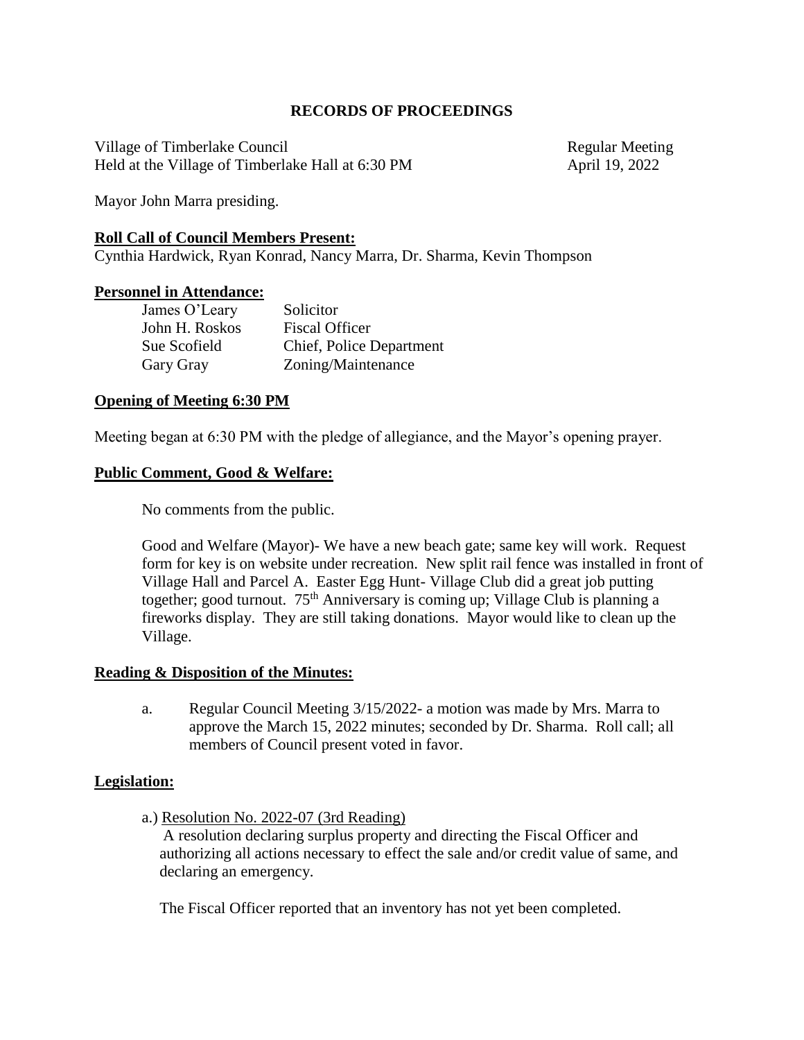# RECORDS OF PROCEEDINGS

Village of Timberlake Council — Regular Meeting
Held at the Village of Timberlake Hall at 6:30 PM — April 19, 2022

Mayor John Marra presiding.

## Roll Call of Council Members Present:

Cynthia Hardwick, Ryan Konrad, Nancy Marra, Dr. Sharma, Kevin Thompson

## Personnel in Attendance:

| | |
|---|---|
| James O'Leary | Solicitor |
| John H. Roskos | Fiscal Officer |
| Sue Scofield | Chief, Police Department |
| Gary Gray | Zoning/Maintenance |

## Opening of Meeting 6:30 PM

Meeting began at 6:30 PM with the pledge of allegiance, and the Mayor's opening prayer.

## Public Comment, Good & Welfare:

No comments from the public.

Good and Welfare (Mayor)- We have a new beach gate; same key will work. Request form for key is on website under recreation. New split rail fence was installed in front of Village Hall and Parcel A. Easter Egg Hunt- Village Club did a great job putting together; good turnout. 75th Anniversary is coming up; Village Club is planning a fireworks display. They are still taking donations. Mayor would like to clean up the Village.

## Reading & Disposition of the Minutes:

a. Regular Council Meeting 3/15/2022- a motion was made by Mrs. Marra to approve the March 15, 2022 minutes; seconded by Dr. Sharma. Roll call; all members of Council present voted in favor.

## Legislation:

a.) Resolution No. 2022-07 (3rd Reading)

A resolution declaring surplus property and directing the Fiscal Officer and authorizing all actions necessary to effect the sale and/or credit value of same, and declaring an emergency.

The Fiscal Officer reported that an inventory has not yet been completed.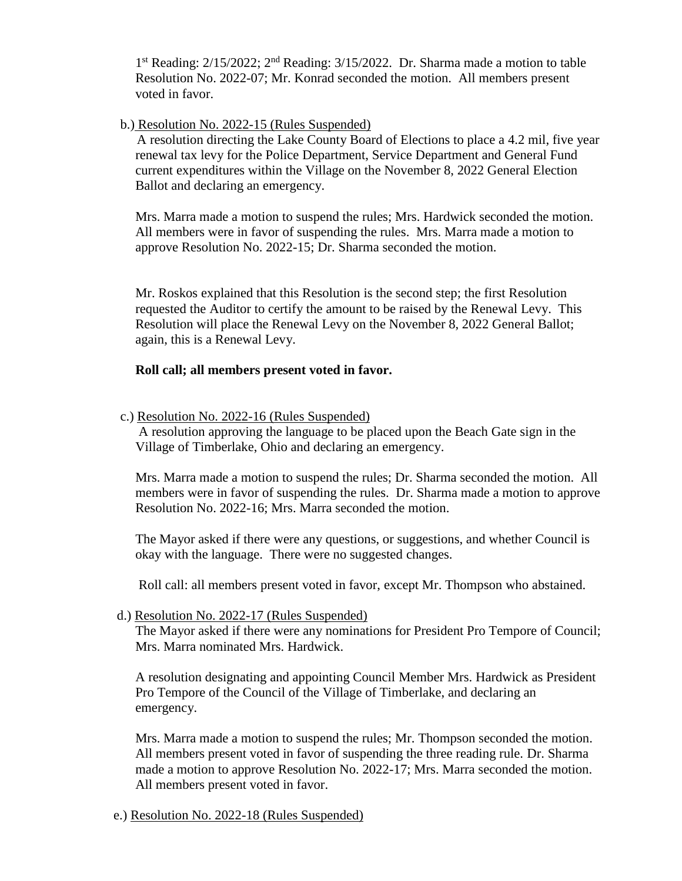1st Reading: 2/15/2022; 2nd Reading: 3/15/2022. Dr. Sharma made a motion to table Resolution No. 2022-07; Mr. Konrad seconded the motion. All members present voted in favor.

b.) Resolution No. 2022-15 (Rules Suspended)

A resolution directing the Lake County Board of Elections to place a 4.2 mil, five year renewal tax levy for the Police Department, Service Department and General Fund current expenditures within the Village on the November 8, 2022 General Election Ballot and declaring an emergency.

Mrs. Marra made a motion to suspend the rules; Mrs. Hardwick seconded the motion. All members were in favor of suspending the rules. Mrs. Marra made a motion to approve Resolution No. 2022-15; Dr. Sharma seconded the motion.

Mr. Roskos explained that this Resolution is the second step; the first Resolution requested the Auditor to certify the amount to be raised by the Renewal Levy. This Resolution will place the Renewal Levy on the November 8, 2022 General Ballot; again, this is a Renewal Levy.

**Roll call; all members present voted in favor.**

c.) Resolution No. 2022-16 (Rules Suspended)

A resolution approving the language to be placed upon the Beach Gate sign in the Village of Timberlake, Ohio and declaring an emergency.

Mrs. Marra made a motion to suspend the rules; Dr. Sharma seconded the motion. All members were in favor of suspending the rules. Dr. Sharma made a motion to approve Resolution No. 2022-16; Mrs. Marra seconded the motion.

The Mayor asked if there were any questions, or suggestions, and whether Council is okay with the language. There were no suggested changes.

Roll call: all members present voted in favor, except Mr. Thompson who abstained.

d.) Resolution No. 2022-17 (Rules Suspended)

The Mayor asked if there were any nominations for President Pro Tempore of Council; Mrs. Marra nominated Mrs. Hardwick.

A resolution designating and appointing Council Member Mrs. Hardwick as President Pro Tempore of the Council of the Village of Timberlake, and declaring an emergency.

Mrs. Marra made a motion to suspend the rules; Mr. Thompson seconded the motion. All members present voted in favor of suspending the three reading rule. Dr. Sharma made a motion to approve Resolution No. 2022-17; Mrs. Marra seconded the motion. All members present voted in favor.

e.) Resolution No. 2022-18 (Rules Suspended)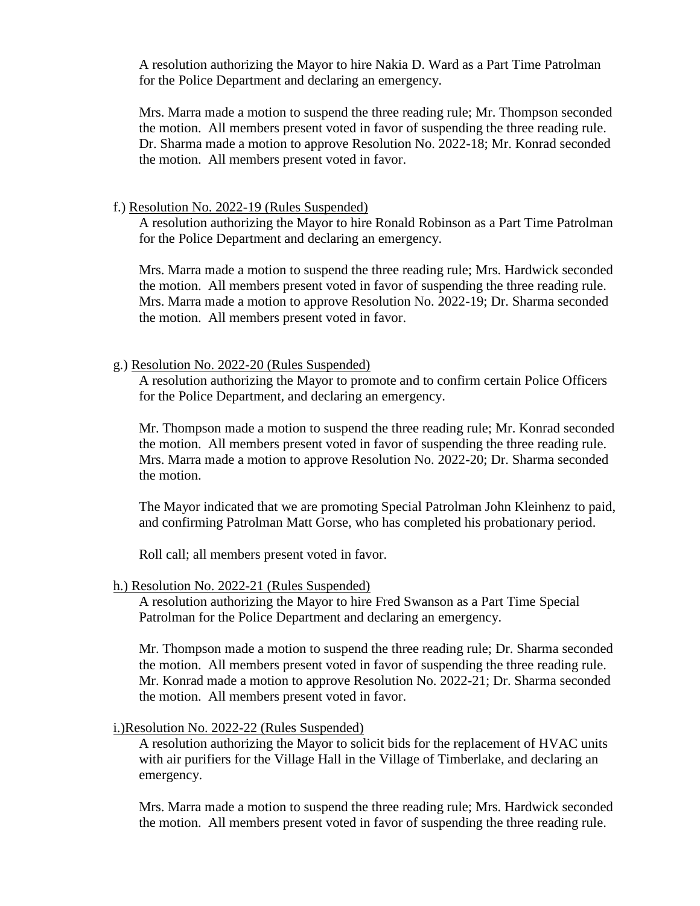A resolution authorizing the Mayor to hire Nakia D. Ward as a Part Time Patrolman for the Police Department and declaring an emergency.

Mrs. Marra made a motion to suspend the three reading rule; Mr. Thompson seconded the motion. All members present voted in favor of suspending the three reading rule. Dr. Sharma made a motion to approve Resolution No. 2022-18; Mr. Konrad seconded the motion. All members present voted in favor.

f.) Resolution No. 2022-19 (Rules Suspended)

A resolution authorizing the Mayor to hire Ronald Robinson as a Part Time Patrolman for the Police Department and declaring an emergency.

Mrs. Marra made a motion to suspend the three reading rule; Mrs. Hardwick seconded the motion. All members present voted in favor of suspending the three reading rule. Mrs. Marra made a motion to approve Resolution No. 2022-19; Dr. Sharma seconded the motion. All members present voted in favor.

g.) Resolution No. 2022-20 (Rules Suspended)

A resolution authorizing the Mayor to promote and to confirm certain Police Officers for the Police Department, and declaring an emergency.

Mr. Thompson made a motion to suspend the three reading rule; Mr. Konrad seconded the motion. All members present voted in favor of suspending the three reading rule. Mrs. Marra made a motion to approve Resolution No. 2022-20; Dr. Sharma seconded the motion.

The Mayor indicated that we are promoting Special Patrolman John Kleinhenz to paid, and confirming Patrolman Matt Gorse, who has completed his probationary period.

Roll call; all members present voted in favor.

h.) Resolution No. 2022-21 (Rules Suspended)

A resolution authorizing the Mayor to hire Fred Swanson as a Part Time Special Patrolman for the Police Department and declaring an emergency.

Mr. Thompson made a motion to suspend the three reading rule; Dr. Sharma seconded the motion. All members present voted in favor of suspending the three reading rule. Mr. Konrad made a motion to approve Resolution No. 2022-21; Dr. Sharma seconded the motion. All members present voted in favor.

i.) Resolution No. 2022-22 (Rules Suspended)

A resolution authorizing the Mayor to solicit bids for the replacement of HVAC units with air purifiers for the Village Hall in the Village of Timberlake, and declaring an emergency.

Mrs. Marra made a motion to suspend the three reading rule; Mrs. Hardwick seconded the motion. All members present voted in favor of suspending the three reading rule.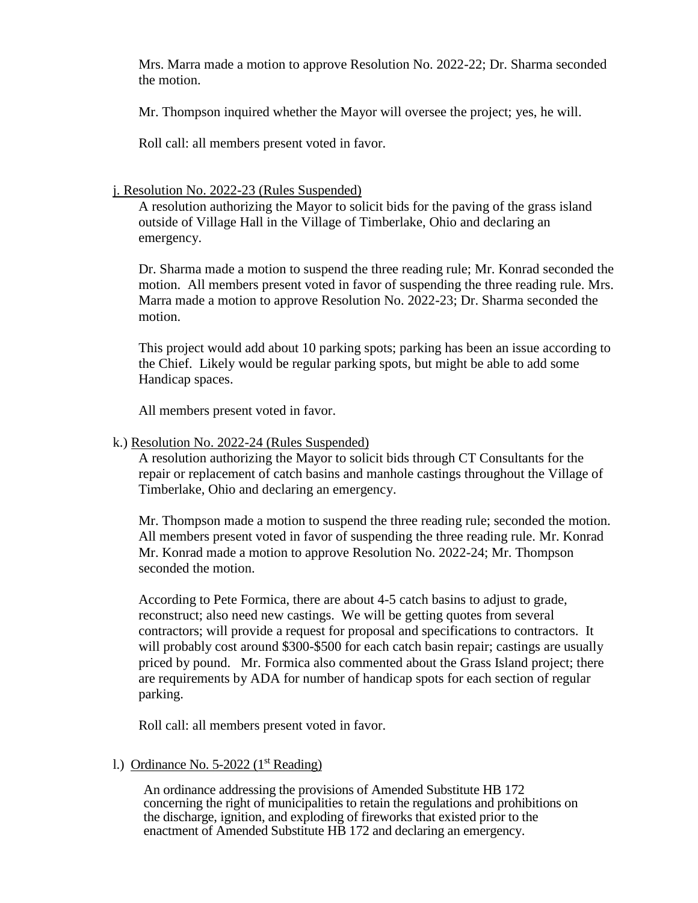Mrs. Marra made a motion to approve Resolution No. 2022-22; Dr. Sharma seconded the motion.

Mr. Thompson inquired whether the Mayor will oversee the project; yes, he will.

Roll call: all members present voted in favor.

j. Resolution No. 2022-23 (Rules Suspended)

A resolution authorizing the Mayor to solicit bids for the paving of the grass island outside of Village Hall in the Village of Timberlake, Ohio and declaring an emergency.

Dr. Sharma made a motion to suspend the three reading rule; Mr. Konrad seconded the motion. All members present voted in favor of suspending the three reading rule. Mrs. Marra made a motion to approve Resolution No. 2022-23; Dr. Sharma seconded the motion.

This project would add about 10 parking spots; parking has been an issue according to the Chief. Likely would be regular parking spots, but might be able to add some Handicap spaces.

All members present voted in favor.

k.) Resolution No. 2022-24 (Rules Suspended)

A resolution authorizing the Mayor to solicit bids through CT Consultants for the repair or replacement of catch basins and manhole castings throughout the Village of Timberlake, Ohio and declaring an emergency.

Mr. Thompson made a motion to suspend the three reading rule; seconded the motion. All members present voted in favor of suspending the three reading rule. Mr. Konrad Mr. Konrad made a motion to approve Resolution No. 2022-24; Mr. Thompson seconded the motion.

According to Pete Formica, there are about 4-5 catch basins to adjust to grade, reconstruct; also need new castings. We will be getting quotes from several contractors; will provide a request for proposal and specifications to contractors. It will probably cost around $300-$500 for each catch basin repair; castings are usually priced by pound. Mr. Formica also commented about the Grass Island project; there are requirements by ADA for number of handicap spots for each section of regular parking.

Roll call: all members present voted in favor.

l.) Ordinance No. 5-2022 (1st Reading)

An ordinance addressing the provisions of Amended Substitute HB 172 concerning the right of municipalities to retain the regulations and prohibitions on the discharge, ignition, and exploding of fireworks that existed prior to the enactment of Amended Substitute HB 172 and declaring an emergency.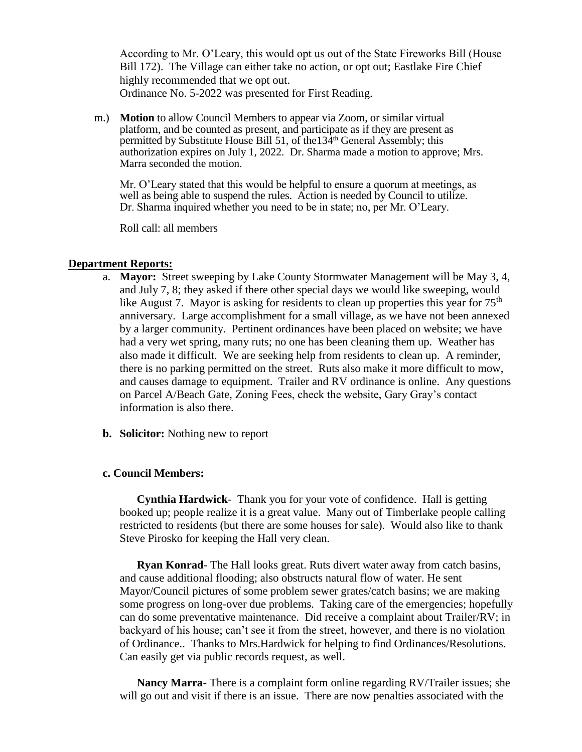According to Mr. O'Leary, this would opt us out of the State Fireworks Bill (House Bill 172). The Village can either take no action, or opt out; Eastlake Fire Chief highly recommended that we opt out.
Ordinance No. 5-2022 was presented for First Reading.

m.) **Motion** to allow Council Members to appear via Zoom, or similar virtual platform, and be counted as present, and participate as if they are present as permitted by Substitute House Bill 51, of the134th General Assembly; this authorization expires on July 1, 2022. Dr. Sharma made a motion to approve; Mrs. Marra seconded the motion.

Mr. O'Leary stated that this would be helpful to ensure a quorum at meetings, as well as being able to suspend the rules. Action is needed by Council to utilize. Dr. Sharma inquired whether you need to be in state; no, per Mr. O'Leary.

Roll call: all members

## Department Reports:

a. **Mayor:** Street sweeping by Lake County Stormwater Management will be May 3, 4, and July 7, 8; they asked if there other special days we would like sweeping, would like August 7. Mayor is asking for residents to clean up properties this year for 75th anniversary. Large accomplishment for a small village, as we have not been annexed by a larger community. Pertinent ordinances have been placed on website; we have had a very wet spring, many ruts; no one has been cleaning them up. Weather has also made it difficult. We are seeking help from residents to clean up. A reminder, there is no parking permitted on the street. Ruts also make it more difficult to mow, and causes damage to equipment. Trailer and RV ordinance is online. Any questions on Parcel A/Beach Gate, Zoning Fees, check the website, Gary Gray's contact information is also there.

**b. Solicitor:** Nothing new to report

**c. Council Members:**

**Cynthia Hardwick**- Thank you for your vote of confidence. Hall is getting booked up; people realize it is a great value. Many out of Timberlake people calling restricted to residents (but there are some houses for sale). Would also like to thank Steve Pirosko for keeping the Hall very clean.

**Ryan Konrad**- The Hall looks great. Ruts divert water away from catch basins, and cause additional flooding; also obstructs natural flow of water. He sent Mayor/Council pictures of some problem sewer grates/catch basins; we are making some progress on long-over due problems. Taking care of the emergencies; hopefully can do some preventative maintenance. Did receive a complaint about Trailer/RV; in backyard of his house; can't see it from the street, however, and there is no violation of Ordinance.. Thanks to Mrs.Hardwick for helping to find Ordinances/Resolutions. Can easily get via public records request, as well.

**Nancy Marra**- There is a complaint form online regarding RV/Trailer issues; she will go out and visit if there is an issue. There are now penalties associated with the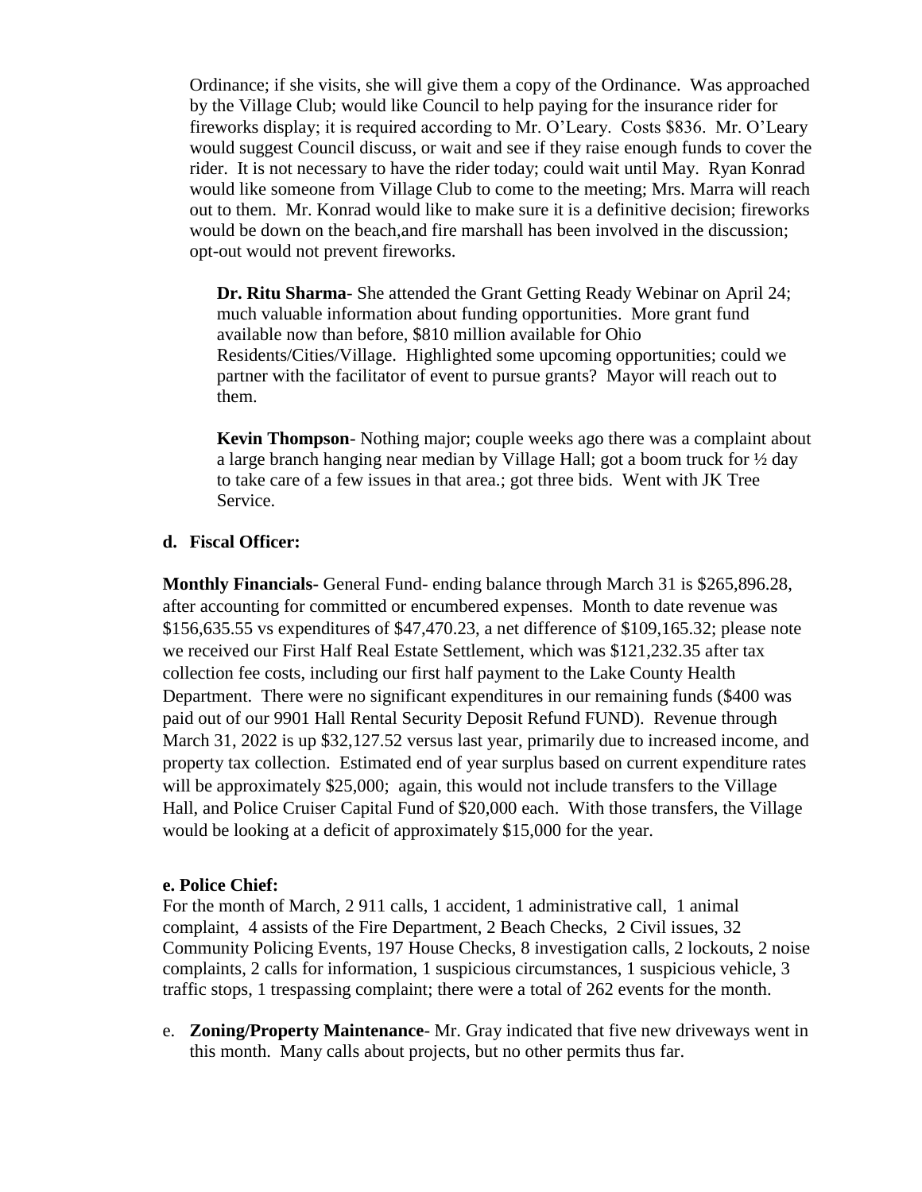Ordinance; if she visits, she will give them a copy of the Ordinance. Was approached by the Village Club; would like Council to help paying for the insurance rider for fireworks display; it is required according to Mr. O'Leary. Costs $836. Mr. O'Leary would suggest Council discuss, or wait and see if they raise enough funds to cover the rider. It is not necessary to have the rider today; could wait until May. Ryan Konrad would like someone from Village Club to come to the meeting; Mrs. Marra will reach out to them. Mr. Konrad would like to make sure it is a definitive decision; fireworks would be down on the beach,and fire marshall has been involved in the discussion; opt-out would not prevent fireworks.

**Dr. Ritu Sharma**- She attended the Grant Getting Ready Webinar on April 24; much valuable information about funding opportunities. More grant fund available now than before, $810 million available for Ohio Residents/Cities/Village. Highlighted some upcoming opportunities; could we partner with the facilitator of event to pursue grants? Mayor will reach out to them.

**Kevin Thompson**- Nothing major; couple weeks ago there was a complaint about a large branch hanging near median by Village Hall; got a boom truck for ½ day to take care of a few issues in that area.; got three bids. Went with JK Tree Service.

**d. Fiscal Officer:**

**Monthly Financials-** General Fund- ending balance through March 31 is $265,896.28, after accounting for committed or encumbered expenses. Month to date revenue was $156,635.55 vs expenditures of $47,470.23, a net difference of $109,165.32; please note we received our First Half Real Estate Settlement, which was $121,232.35 after tax collection fee costs, including our first half payment to the Lake County Health Department. There were no significant expenditures in our remaining funds ($400 was paid out of our 9901 Hall Rental Security Deposit Refund FUND). Revenue through March 31, 2022 is up $32,127.52 versus last year, primarily due to increased income, and property tax collection. Estimated end of year surplus based on current expenditure rates will be approximately $25,000; again, this would not include transfers to the Village Hall, and Police Cruiser Capital Fund of $20,000 each. With those transfers, the Village would be looking at a deficit of approximately $15,000 for the year.

**e. Police Chief:**

For the month of March, 2 911 calls, 1 accident, 1 administrative call, 1 animal complaint, 4 assists of the Fire Department, 2 Beach Checks, 2 Civil issues, 32 Community Policing Events, 197 House Checks, 8 investigation calls, 2 lockouts, 2 noise complaints, 2 calls for information, 1 suspicious circumstances, 1 suspicious vehicle, 3 traffic stops, 1 trespassing complaint; there were a total of 262 events for the month.

e. **Zoning/Property Maintenance**- Mr. Gray indicated that five new driveways went in this month. Many calls about projects, but no other permits thus far.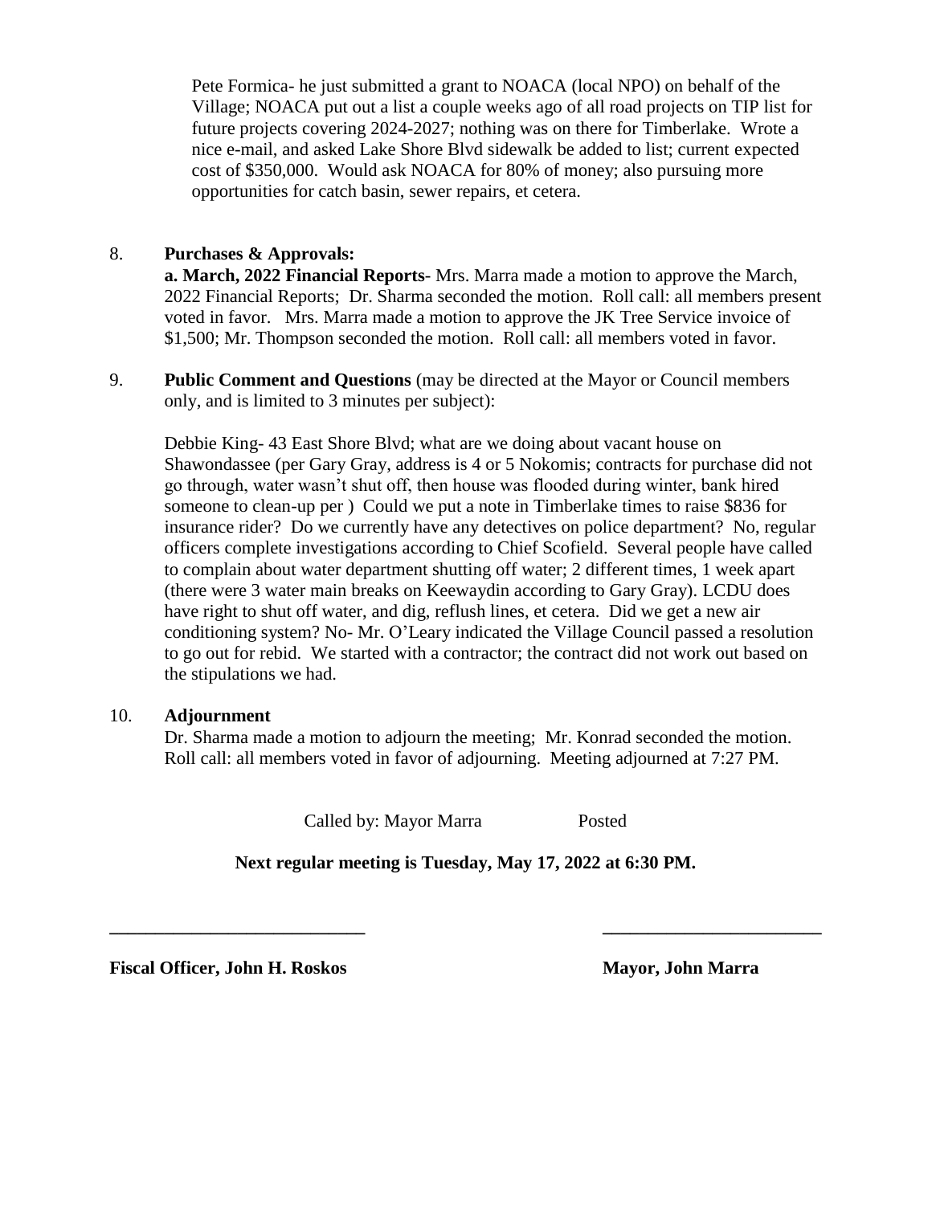Pete Formica- he just submitted a grant to NOACA (local NPO) on behalf of the Village; NOACA put out a list a couple weeks ago of all road projects on TIP list for future projects covering 2024-2027; nothing was on there for Timberlake. Wrote a nice e-mail, and asked Lake Shore Blvd sidewalk be added to list; current expected cost of $350,000. Would ask NOACA for 80% of money; also pursuing more opportunities for catch basin, sewer repairs, et cetera.

8. **Purchases & Approvals:**

   **a. March, 2022 Financial Reports**- Mrs. Marra made a motion to approve the March, 2022 Financial Reports; Dr. Sharma seconded the motion. Roll call: all members present voted in favor. Mrs. Marra made a motion to approve the JK Tree Service invoice of $1,500; Mr. Thompson seconded the motion. Roll call: all members voted in favor.

9. **Public Comment and Questions** (may be directed at the Mayor or Council members only, and is limited to 3 minutes per subject):

   Debbie King- 43 East Shore Blvd; what are we doing about vacant house on Shawondassee (per Gary Gray, address is 4 or 5 Nokomis; contracts for purchase did not go through, water wasn't shut off, then house was flooded during winter, bank hired someone to clean-up per ) Could we put a note in Timberlake times to raise $836 for insurance rider? Do we currently have any detectives on police department? No, regular officers complete investigations according to Chief Scofield. Several people have called to complain about water department shutting off water; 2 different times, 1 week apart (there were 3 water main breaks on Keewaydin according to Gary Gray). LCDU does have right to shut off water, and dig, reflush lines, et cetera. Did we get a new air conditioning system? No- Mr. O'Leary indicated the Village Council passed a resolution to go out for rebid. We started with a contractor; the contract did not work out based on the stipulations we had.

10. **Adjournment**

    Dr. Sharma made a motion to adjourn the meeting; Mr. Konrad seconded the motion. Roll call: all members voted in favor of adjourning. Meeting adjourned at 7:27 PM.

Called by: Mayor Marra Posted

**Next regular meeting is Tuesday, May 17, 2022 at 6:30 PM.**

\_\_\_\_\_\_\_\_\_\_\_\_\_\_\_\_\_\_\_\_\_\_\_\_\_\_\_\_ \_\_\_\_\_\_\_\_\_\_\_\_\_\_\_\_\_\_\_\_\_\_\_\_\_\_

**Fiscal Officer, John H. Roskos** **Mayor, John Marra**